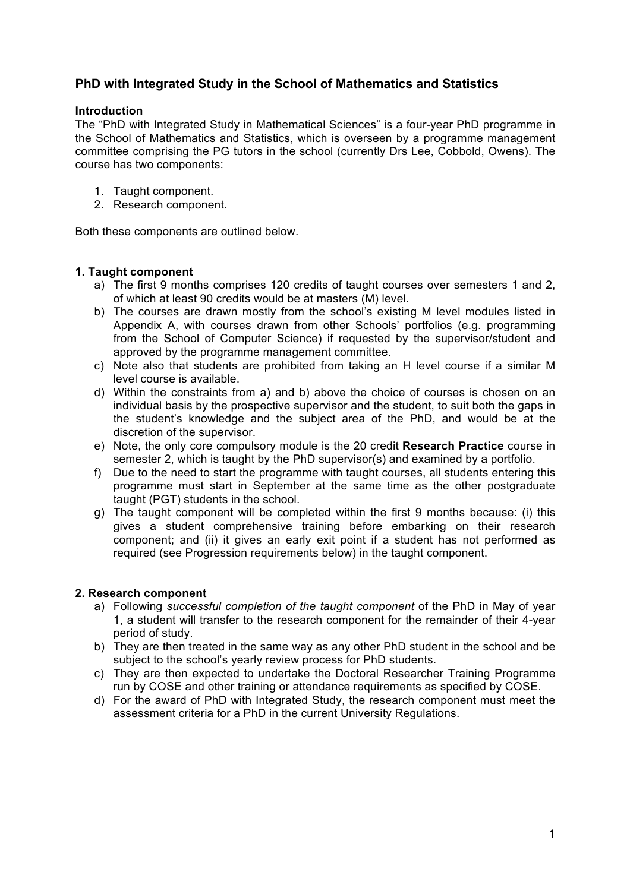## PhD with Integrated Study in the School of Mathematics and Statistics

**Introduction**

The "PhD with Integrated Study in Mathematical Sciences" is a four-year PhD programme in the School of Mathematics and Statistics, which is overseen by a programme management committee comprising the PG tutors in the school (currently Drs Lee, Cobbold, Owens). The course has two components:

1. Taught component.
2. Research component.

Both these components are outlined below.

### 1. Taught component

a) The first 9 months comprises 120 credits of taught courses over semesters 1 and 2, of which at least 90 credits would be at masters (M) level.
b) The courses are drawn mostly from the school's existing M level modules listed in Appendix A, with courses drawn from other Schools' portfolios (e.g. programming from the School of Computer Science) if requested by the supervisor/student and approved by the programme management committee.
c) Note also that students are prohibited from taking an H level course if a similar M level course is available.
d) Within the constraints from a) and b) above the choice of courses is chosen on an individual basis by the prospective supervisor and the student, to suit both the gaps in the student's knowledge and the subject area of the PhD, and would be at the discretion of the supervisor.
e) Note, the only core compulsory module is the 20 credit **Research Practice** course in semester 2, which is taught by the PhD supervisor(s) and examined by a portfolio.
f) Due to the need to start the programme with taught courses, all students entering this programme must start in September at the same time as the other postgraduate taught (PGT) students in the school.
g) The taught component will be completed within the first 9 months because: (i) this gives a student comprehensive training before embarking on their research component; and (ii) it gives an early exit point if a student has not performed as required (see Progression requirements below) in the taught component.

### 2. Research component

a) Following *successful completion of the taught component* of the PhD in May of year 1, a student will transfer to the research component for the remainder of their 4-year period of study.
b) They are then treated in the same way as any other PhD student in the school and be subject to the school's yearly review process for PhD students.
c) They are then expected to undertake the Doctoral Researcher Training Programme run by COSE and other training or attendance requirements as specified by COSE.
d) For the award of PhD with Integrated Study, the research component must meet the assessment criteria for a PhD in the current University Regulations.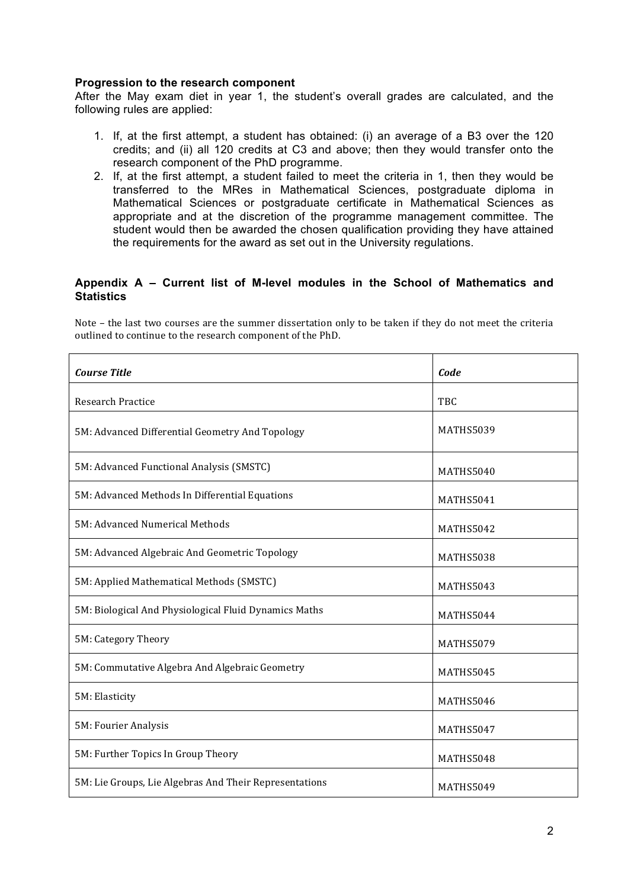**Progression to the research component**

After the May exam diet in year 1, the student's overall grades are calculated, and the following rules are applied:

1. If, at the first attempt, a student has obtained: (i) an average of a B3 over the 120 credits; and (ii) all 120 credits at C3 and above; then they would transfer onto the research component of the PhD programme.
2. If, at the first attempt, a student failed to meet the criteria in 1, then they would be transferred to the MRes in Mathematical Sciences, postgraduate diploma in Mathematical Sciences or postgraduate certificate in Mathematical Sciences as appropriate and at the discretion of the programme management committee. The student would then be awarded the chosen qualification providing they have attained the requirements for the award as set out in the University regulations.

## Appendix A – Current list of M-level modules in the School of Mathematics and Statistics

Note – the last two courses are the summer dissertation only to be taken if they do not meet the criteria outlined to continue to the research component of the PhD.

| *Course Title* | *Code* |
|---|---|
| Research Practice | TBC |
| 5M: Advanced Differential Geometry And Topology | MATHS5039 |
| 5M: Advanced Functional Analysis (SMSTC) | MATHS5040 |
| 5M: Advanced Methods In Differential Equations | MATHS5041 |
| 5M: Advanced Numerical Methods | MATHS5042 |
| 5M: Advanced Algebraic And Geometric Topology | MATHS5038 |
| 5M: Applied Mathematical Methods (SMSTC) | MATHS5043 |
| 5M: Biological And Physiological Fluid Dynamics Maths | MATHS5044 |
| 5M: Category Theory | MATHS5079 |
| 5M: Commutative Algebra And Algebraic Geometry | MATHS5045 |
| 5M: Elasticity | MATHS5046 |
| 5M: Fourier Analysis | MATHS5047 |
| 5M: Further Topics In Group Theory | MATHS5048 |
| 5M: Lie Groups, Lie Algebras And Their Representations | MATHS5049 |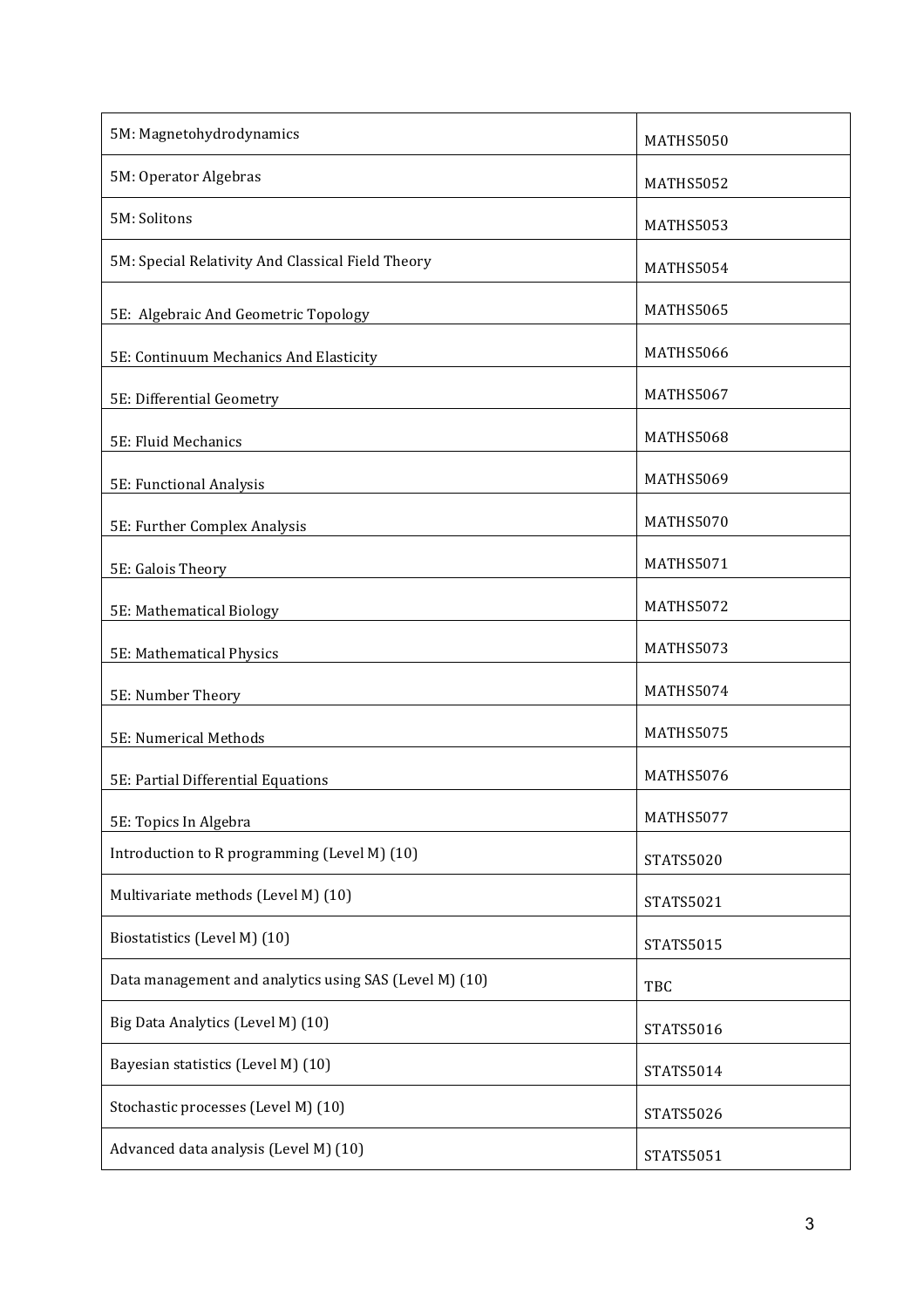| | |
|---|---|
| 5M: Magnetohydrodynamics | MATHS5050 |
| 5M: Operator Algebras | MATHS5052 |
| 5M: Solitons | MATHS5053 |
| 5M: Special Relativity And Classical Field Theory | MATHS5054 |
| 5E: Algebraic And Geometric Topology | MATHS5065 |
| 5E: Continuum Mechanics And Elasticity | MATHS5066 |
| 5E: Differential Geometry | MATHS5067 |
| 5E: Fluid Mechanics | MATHS5068 |
| 5E: Functional Analysis | MATHS5069 |
| 5E: Further Complex Analysis | MATHS5070 |
| 5E: Galois Theory | MATHS5071 |
| 5E: Mathematical Biology | MATHS5072 |
| 5E: Mathematical Physics | MATHS5073 |
| 5E: Number Theory | MATHS5074 |
| 5E: Numerical Methods | MATHS5075 |
| 5E: Partial Differential Equations | MATHS5076 |
| 5E: Topics In Algebra | MATHS5077 |
| Introduction to R programming (Level M) (10) | STATS5020 |
| Multivariate methods (Level M) (10) | STATS5021 |
| Biostatistics (Level M) (10) | STATS5015 |
| Data management and analytics using SAS (Level M) (10) | TBC |
| Big Data Analytics (Level M) (10) | STATS5016 |
| Bayesian statistics (Level M) (10) | STATS5014 |
| Stochastic processes (Level M) (10) | STATS5026 |
| Advanced data analysis (Level M) (10) | STATS5051 |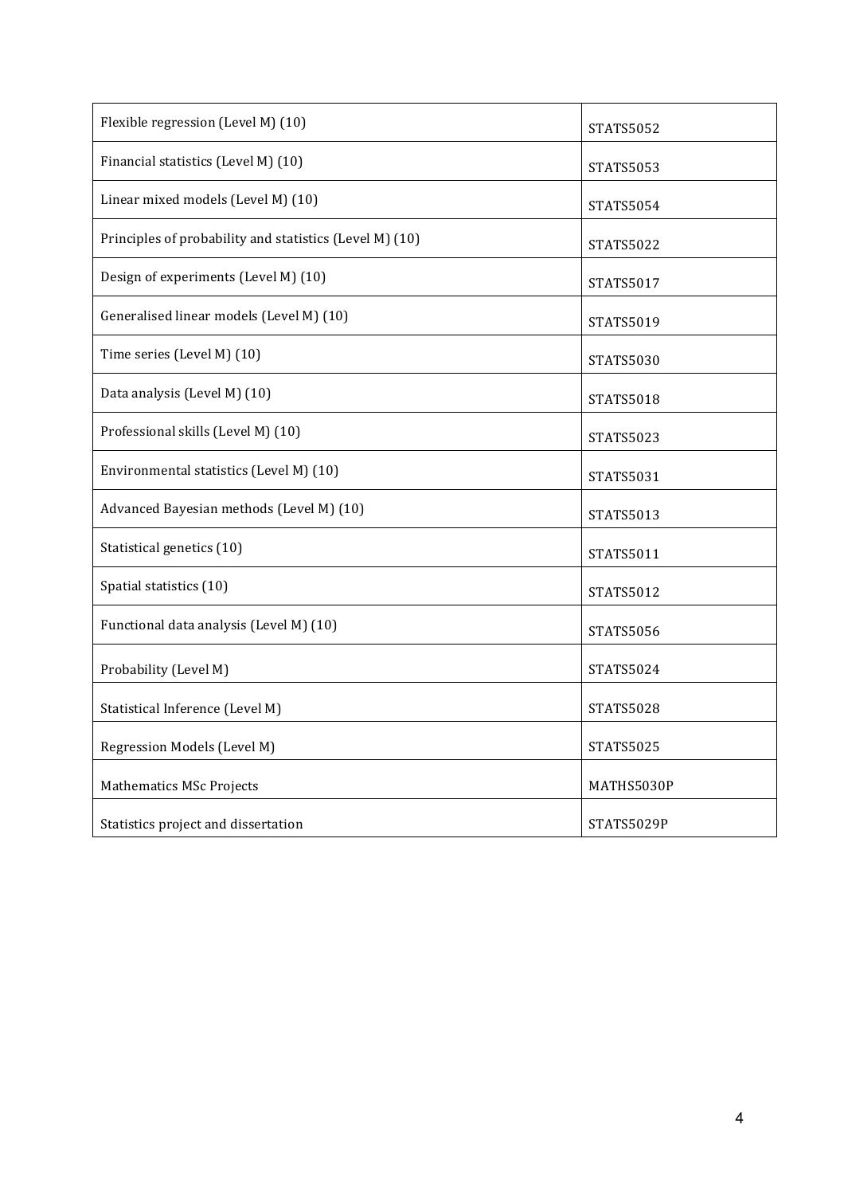| | |
|---|---|
| Flexible regression (Level M) (10) | STATS5052 |
| Financial statistics (Level M) (10) | STATS5053 |
| Linear mixed models (Level M) (10) | STATS5054 |
| Principles of probability and statistics (Level M) (10) | STATS5022 |
| Design of experiments (Level M) (10) | STATS5017 |
| Generalised linear models (Level M) (10) | STATS5019 |
| Time series (Level M) (10) | STATS5030 |
| Data analysis (Level M) (10) | STATS5018 |
| Professional skills (Level M) (10) | STATS5023 |
| Environmental statistics (Level M) (10) | STATS5031 |
| Advanced Bayesian methods (Level M) (10) | STATS5013 |
| Statistical genetics (10) | STATS5011 |
| Spatial statistics (10) | STATS5012 |
| Functional data analysis (Level M) (10) | STATS5056 |
| Probability (Level M) | STATS5024 |
| Statistical Inference (Level M) | STATS5028 |
| Regression Models (Level M) | STATS5025 |
| Mathematics MSc Projects | MATHS5030P |
| Statistics project and dissertation | STATS5029P |